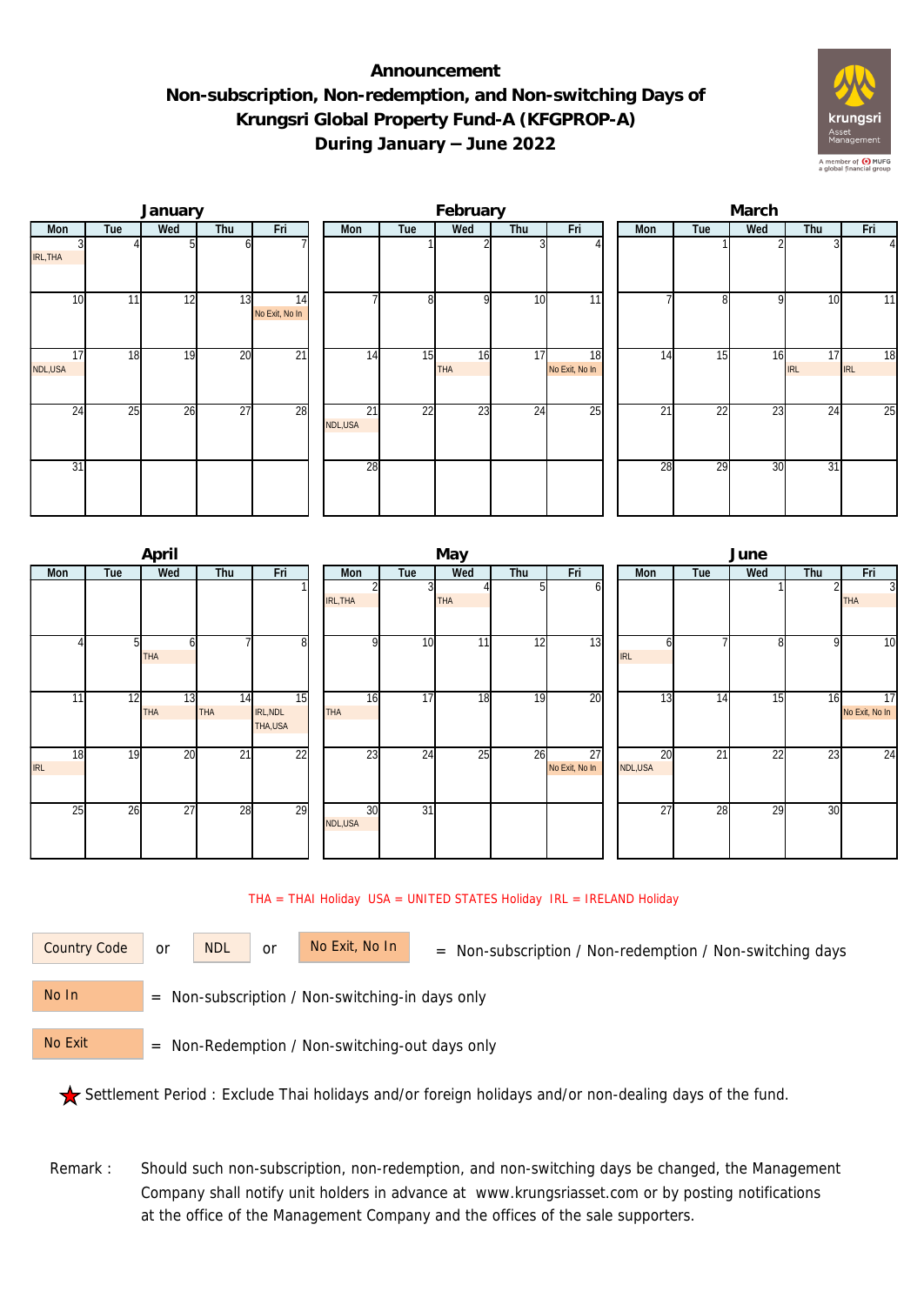# Announcement
# Non-subscription, Non-redemption, and Non-switching Days of Krungsri Global Property Fund-A (KFGPROP-A)
# During January – June 2022

### January

| Mon | Tue | Wed | Thu | Fri |
|---|---|---|---|---|
| 3 IRL,THA | 4 | 5 | 6 | 7 |
| 10 | 11 | 12 | 13 | 14 No Exit, No In |
| 17 NDL,USA | 18 | 19 | 20 | 21 |
| 24 | 25 | 26 | 27 | 28 |
| 31 | | | | |

### February

| Mon | Tue | Wed | Thu | Fri |
|---|---|---|---|---|
| | 1 | 2 | 3 | 4 |
| 7 | 8 | 9 | 10 | 11 |
| 14 | 15 | 16 THA | 17 | 18 No Exit, No In |
| 21 NDL,USA | 22 | 23 | 24 | 25 |
| 28 | | | | |

### March

| Mon | Tue | Wed | Thu | Fri |
|---|---|---|---|---|
| | 1 | 2 | 3 | 4 |
| 7 | 8 | 9 | 10 | 11 |
| 14 | 15 | 16 | 17 IRL | 18 IRL |
| 21 | 22 | 23 | 24 | 25 |
| 28 | 29 | 30 | 31 | |

### April

| Mon | Tue | Wed | Thu | Fri |
|---|---|---|---|---|
| | | | | 1 |
| 4 | 5 | 6 THA | 7 | 8 |
| 11 | 12 | 13 THA | 14 THA | 15 IRL,NDL THA,USA |
| 18 IRL | 19 | 20 | 21 | 22 |
| 25 | 26 | 27 | 28 | 29 |

### May

| Mon | Tue | Wed | Thu | Fri |
|---|---|---|---|---|
| 2 IRL,THA | 3 | 4 THA | 5 | 6 |
| 9 | 10 | 11 | 12 | 13 |
| 16 THA | 17 | 18 | 19 | 20 |
| 23 | 24 | 25 | 26 | 27 No Exit, No In |
| 30 NDL,USA | 31 | | | |

### June

| Mon | Tue | Wed | Thu | Fri |
|---|---|---|---|---|
| | | 1 | 2 | 3 THA |
| 6 IRL | 7 | 8 | 9 | 10 |
| 13 | 14 | 15 | 16 | 17 No Exit, No In |
| 20 NDL,USA | 21 | 22 | 23 | 24 |
| 27 | 28 | 29 | 30 | |

THA = THAI Holiday USA = UNITED STATES Holiday IRL = IRELAND Holiday

Country Code or NDL or No Exit, No In = Non-subscription / Non-redemption / Non-switching days

No In = Non-subscription / Non-switching-in days only

No Exit = Non-Redemption / Non-switching-out days only

★ Settlement Period : Exclude Thai holidays and/or foreign holidays and/or non-dealing days of the fund.

Remark : Should such non-subscription, non-redemption, and non-switching days be changed, the Management Company shall notify unit holders in advance at www.krungsriasset.com or by posting notifications at the office of the Management Company and the offices of the sale supporters.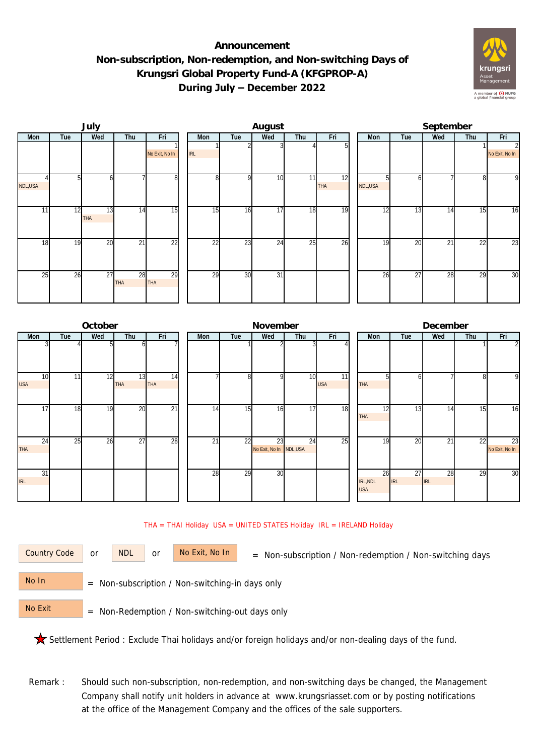# Announcement

## Non-subscription, Non-redemption, and Non-switching Days of Krungsri Global Property Fund-A (KFGPROP-A) During July – December 2022

### July

| Mon | Tue | Wed | Thu | Fri |
|---|---|---|---|---|
| | | | | 1 No Exit, No In |
| 4 NDL,USA | 5 | 6 | 7 | 8 |
| 11 | 12 | 13 THA | 14 | 15 |
| 18 | 19 | 20 | 21 | 22 |
| 25 | 26 | 27 | 28 THA | 29 THA |

### August

| Mon | Tue | Wed | Thu | Fri |
|---|---|---|---|---|
| 1 IRL | 2 | 3 | 4 | 5 |
| 8 | 9 | 10 | 11 | 12 THA |
| 15 | 16 | 17 | 18 | 19 |
| 22 | 23 | 24 | 25 | 26 |
| 29 | 30 | 31 | | |

### September

| Mon | Tue | Wed | Thu | Fri |
|---|---|---|---|---|
| | | | 1 | 2 No Exit, No In |
| 5 NDL,USA | 6 | 7 | 8 | 9 |
| 12 | 13 | 14 | 15 | 16 |
| 19 | 20 | 21 | 22 | 23 |
| 26 | 27 | 28 | 29 | 30 |

### October

| Mon | Tue | Wed | Thu | Fri |
|---|---|---|---|---|
| 3 | 4 | 5 | 6 | 7 |
| 10 USA | 11 | 12 | 13 THA | 14 THA |
| 17 | 18 | 19 | 20 | 21 |
| 24 THA | 25 | 26 | 27 | 28 |
| 31 IRL | | | | |

### November

| Mon | Tue | Wed | Thu | Fri |
|---|---|---|---|---|
| | 1 | 2 | 3 | 4 |
| 7 | 8 | 9 | 10 | 11 USA |
| 14 | 15 | 16 | 17 | 18 |
| 21 | 22 | 23 No Exit, No In | 24 NDL,USA | 25 |
| 28 | 29 | 30 | | |

### December

| Mon | Tue | Wed | Thu | Fri |
|---|---|---|---|---|
| | | | 1 | 2 |
| 5 THA | 6 | 7 | 8 | 9 |
| 12 THA | 13 | 14 | 15 | 16 |
| 19 | 20 | 21 | 22 | 23 No Exit, No In |
| 26 IRL,NDL USA | 27 IRL | 28 IRL | 29 | 30 |

THA = THAI Holiday USA = UNITED STATES Holiday IRL = IRELAND Holiday

Country Code or NDL or No Exit, No In = Non-subscription / Non-redemption / Non-switching days

No In = Non-subscription / Non-switching-in days only

No Exit = Non-Redemption / Non-switching-out days only

★ Settlement Period : Exclude Thai holidays and/or foreign holidays and/or non-dealing days of the fund.

Remark : Should such non-subscription, non-redemption, and non-switching days be changed, the Management Company shall notify unit holders in advance at www.krungsriasset.com or by posting notifications at the office of the Management Company and the offices of the sale supporters.